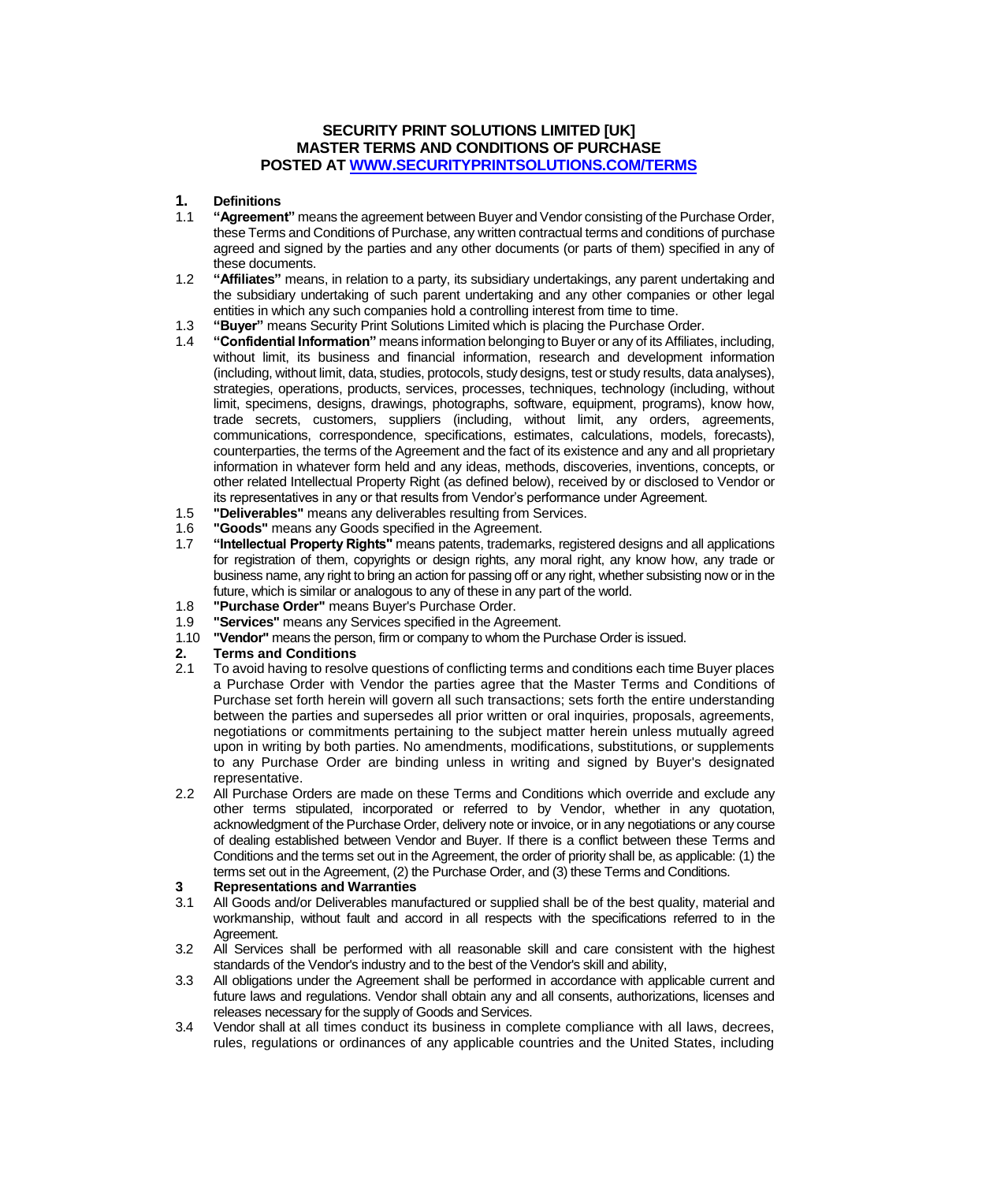# SECURITY PRINT SOLUTIONS LIMITED [UK]
# MASTER TERMS AND CONDITIONS OF PURCHASE
# POSTED AT [WWW.SECURITYPRINTSOLUTIONS.COM/TERMS](http://WWW.SECURITYPRINTSOLUTIONS.COM/TERMS)

## 1. Definitions

1.1 **"Agreement"** means the agreement between Buyer and Vendor consisting of the Purchase Order, these Terms and Conditions of Purchase, any written contractual terms and conditions of purchase agreed and signed by the parties and any other documents (or parts of them) specified in any of these documents.

1.2 **"Affiliates"** means, in relation to a party, its subsidiary undertakings, any parent undertaking and the subsidiary undertaking of such parent undertaking and any other companies or other legal entities in which any such companies hold a controlling interest from time to time.

1.3 **"Buyer"** means Security Print Solutions Limited which is placing the Purchase Order.

1.4 **"Confidential Information"** means information belonging to Buyer or any of its Affiliates, including, without limit, its business and financial information, research and development information (including, without limit, data, studies, protocols, study designs, test or study results, data analyses), strategies, operations, products, services, processes, techniques, technology (including, without limit, specimens, designs, drawings, photographs, software, equipment, programs), know how, trade secrets, customers, suppliers (including, without limit, any orders, agreements, communications, correspondence, specifications, estimates, calculations, models, forecasts), counterparties, the terms of the Agreement and the fact of its existence and any and all proprietary information in whatever form held and any ideas, methods, discoveries, inventions, concepts, or other related Intellectual Property Right (as defined below), received by or disclosed to Vendor or its representatives in any or that results from Vendor's performance under Agreement.

1.5 **"Deliverables"** means any deliverables resulting from Services.

1.6 **"Goods"** means any Goods specified in the Agreement.

1.7 **"Intellectual Property Rights"** means patents, trademarks, registered designs and all applications for registration of them, copyrights or design rights, any moral right, any know how, any trade or business name, any right to bring an action for passing off or any right, whether subsisting now or in the future, which is similar or analogous to any of these in any part of the world.

1.8 **"Purchase Order"** means Buyer's Purchase Order.

1.9 **"Services"** means any Services specified in the Agreement.

1.10 **"Vendor"** means the person, firm or company to whom the Purchase Order is issued.

## 2. Terms and Conditions

2.1 To avoid having to resolve questions of conflicting terms and conditions each time Buyer places a Purchase Order with Vendor the parties agree that the Master Terms and Conditions of Purchase set forth herein will govern all such transactions; sets forth the entire understanding between the parties and supersedes all prior written or oral inquiries, proposals, agreements, negotiations or commitments pertaining to the subject matter herein unless mutually agreed upon in writing by both parties. No amendments, modifications, substitutions, or supplements to any Purchase Order are binding unless in writing and signed by Buyer's designated representative.

2.2 All Purchase Orders are made on these Terms and Conditions which override and exclude any other terms stipulated, incorporated or referred to by Vendor, whether in any quotation, acknowledgment of the Purchase Order, delivery note or invoice, or in any negotiations or any course of dealing established between Vendor and Buyer. If there is a conflict between these Terms and Conditions and the terms set out in the Agreement, the order of priority shall be, as applicable: (1) the terms set out in the Agreement, (2) the Purchase Order, and (3) these Terms and Conditions.

## 3 Representations and Warranties

3.1 All Goods and/or Deliverables manufactured or supplied shall be of the best quality, material and workmanship, without fault and accord in all respects with the specifications referred to in the Agreement.

3.2 All Services shall be performed with all reasonable skill and care consistent with the highest standards of the Vendor's industry and to the best of the Vendor's skill and ability,

3.3 All obligations under the Agreement shall be performed in accordance with applicable current and future laws and regulations. Vendor shall obtain any and all consents, authorizations, licenses and releases necessary for the supply of Goods and Services.

3.4 Vendor shall at all times conduct its business in complete compliance with all laws, decrees, rules, regulations or ordinances of any applicable countries and the United States, including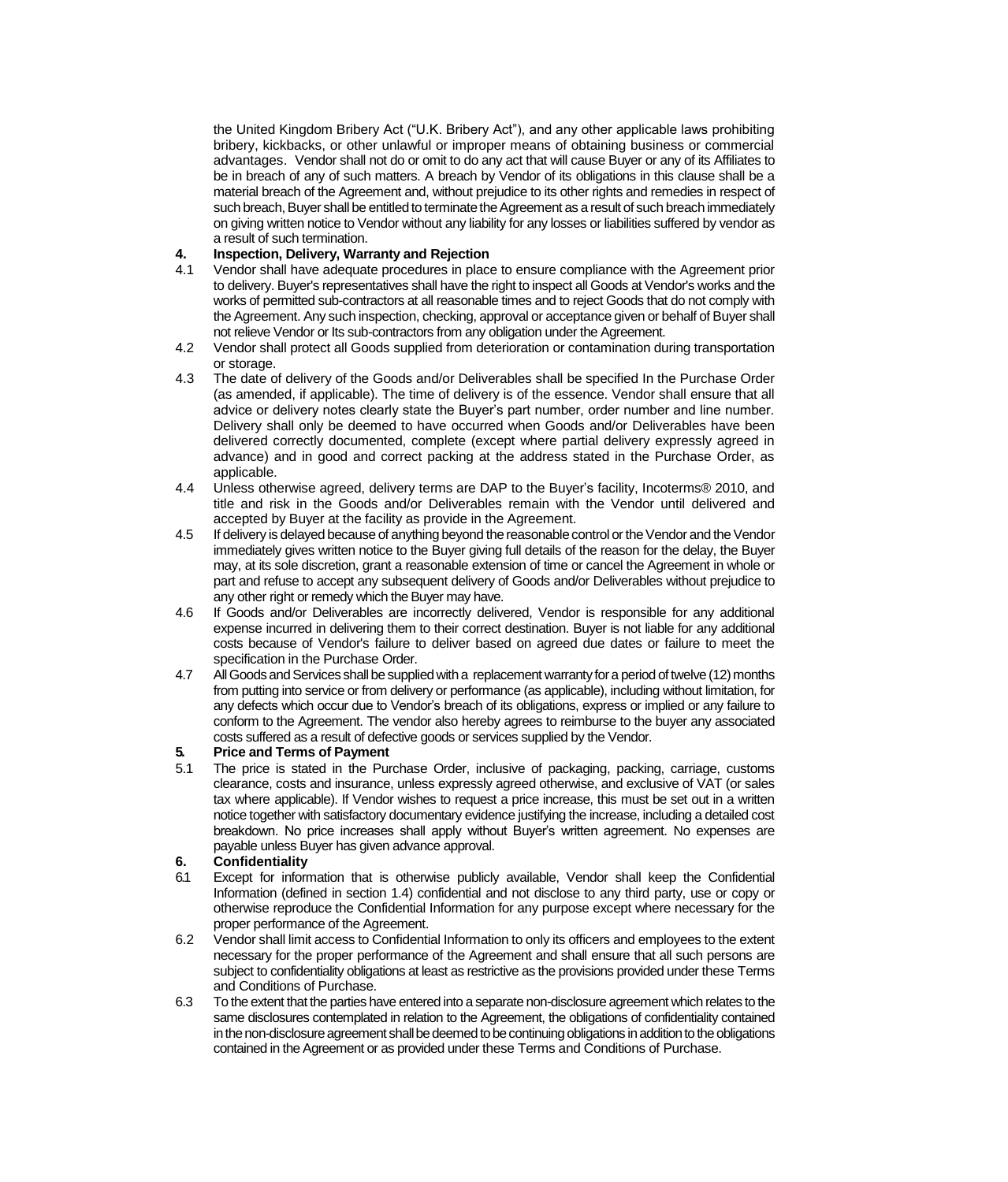the United Kingdom Bribery Act ("U.K. Bribery Act"), and any other applicable laws prohibiting bribery, kickbacks, or other unlawful or improper means of obtaining business or commercial advantages. Vendor shall not do or omit to do any act that will cause Buyer or any of its Affiliates to be in breach of any of such matters. A breach by Vendor of its obligations in this clause shall be a material breach of the Agreement and, without prejudice to its other rights and remedies in respect of such breach, Buyer shall be entitled to terminate the Agreement as a result of such breach immediately on giving written notice to Vendor without any liability for any losses or liabilities suffered by vendor as a result of such termination.

**4. Inspection, Delivery, Warranty and Rejection**

4.1 Vendor shall have adequate procedures in place to ensure compliance with the Agreement prior to delivery. Buyer's representatives shall have the right to inspect all Goods at Vendor's works and the works of permitted sub-contractors at all reasonable times and to reject Goods that do not comply with the Agreement. Any such inspection, checking, approval or acceptance given or behalf of Buyer shall not relieve Vendor or Its sub-contractors from any obligation under the Agreement.

4.2 Vendor shall protect all Goods supplied from deterioration or contamination during transportation or storage.

4.3 The date of delivery of the Goods and/or Deliverables shall be specified In the Purchase Order (as amended, if applicable). The time of delivery is of the essence. Vendor shall ensure that all advice or delivery notes clearly state the Buyer's part number, order number and line number. Delivery shall only be deemed to have occurred when Goods and/or Deliverables have been delivered correctly documented, complete (except where partial delivery expressly agreed in advance) and in good and correct packing at the address stated in the Purchase Order, as applicable.

4.4 Unless otherwise agreed, delivery terms are DAP to the Buyer's facility, Incoterms® 2010, and title and risk in the Goods and/or Deliverables remain with the Vendor until delivered and accepted by Buyer at the facility as provide in the Agreement.

4.5 If delivery is delayed because of anything beyond the reasonable control or the Vendor and the Vendor immediately gives written notice to the Buyer giving full details of the reason for the delay, the Buyer may, at its sole discretion, grant a reasonable extension of time or cancel the Agreement in whole or part and refuse to accept any subsequent delivery of Goods and/or Deliverables without prejudice to any other right or remedy which the Buyer may have.

4.6 If Goods and/or Deliverables are incorrectly delivered, Vendor is responsible for any additional expense incurred in delivering them to their correct destination. Buyer is not liable for any additional costs because of Vendor's failure to deliver based on agreed due dates or failure to meet the specification in the Purchase Order.

4.7 All Goods and Services shall be supplied with a replacement warranty for a period of twelve (12) months from putting into service or from delivery or performance (as applicable), including without limitation, for any defects which occur due to Vendor's breach of its obligations, express or implied or any failure to conform to the Agreement. The vendor also hereby agrees to reimburse to the buyer any associated costs suffered as a result of defective goods or services supplied by the Vendor.

**5. Price and Terms of Payment**

5.1 The price is stated in the Purchase Order, inclusive of packaging, packing, carriage, customs clearance, costs and insurance, unless expressly agreed otherwise, and exclusive of VAT (or sales tax where applicable). If Vendor wishes to request a price increase, this must be set out in a written notice together with satisfactory documentary evidence justifying the increase, including a detailed cost breakdown. No price increases shall apply without Buyer's written agreement. No expenses are payable unless Buyer has given advance approval.

**6. Confidentiality**

6.1 Except for information that is otherwise publicly available, Vendor shall keep the Confidential Information (defined in section 1.4) confidential and not disclose to any third party, use or copy or otherwise reproduce the Confidential Information for any purpose except where necessary for the proper performance of the Agreement.

6.2 Vendor shall limit access to Confidential Information to only its officers and employees to the extent necessary for the proper performance of the Agreement and shall ensure that all such persons are subject to confidentiality obligations at least as restrictive as the provisions provided under these Terms and Conditions of Purchase.

6.3 To the extent that the parties have entered into a separate non-disclosure agreement which relates to the same disclosures contemplated in relation to the Agreement, the obligations of confidentiality contained in the non-disclosure agreement shall be deemed to be continuing obligations in addition to the obligations contained in the Agreement or as provided under these Terms and Conditions of Purchase.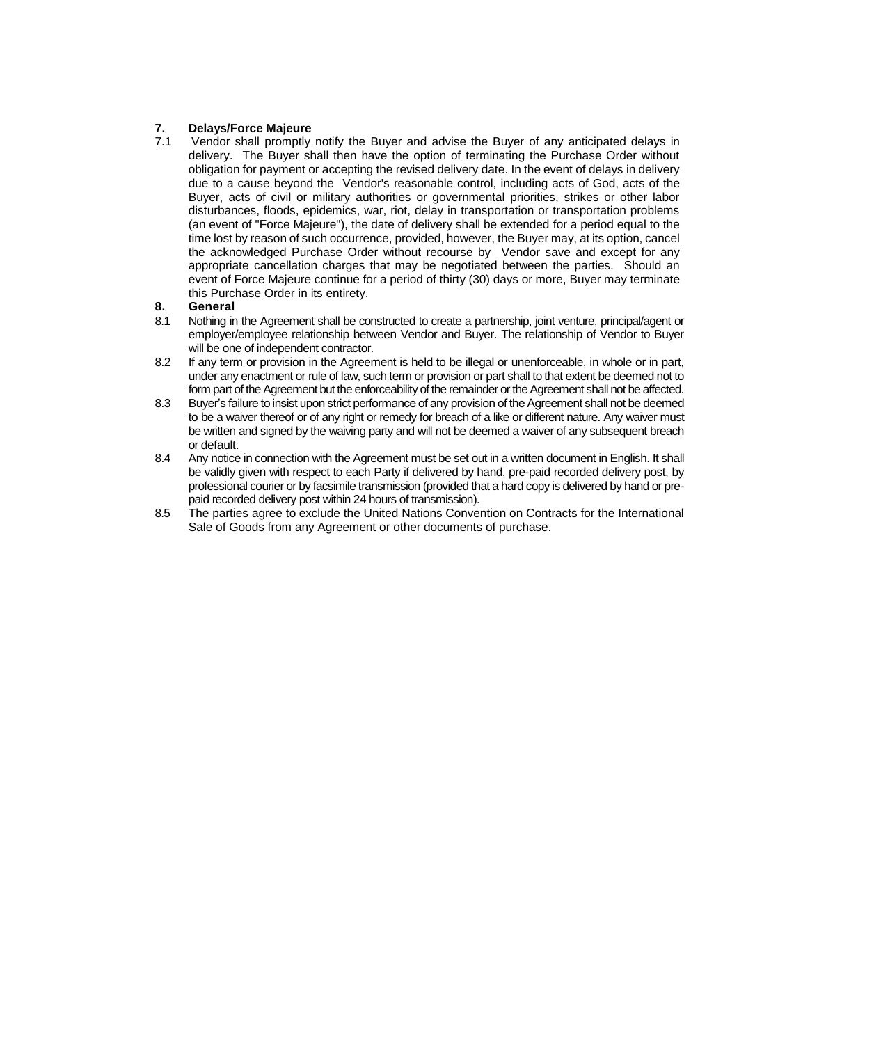## 7. Delays/Force Majeure

7.1 Vendor shall promptly notify the Buyer and advise the Buyer of any anticipated delays in delivery. The Buyer shall then have the option of terminating the Purchase Order without obligation for payment or accepting the revised delivery date. In the event of delays in delivery due to a cause beyond the Vendor's reasonable control, including acts of God, acts of the Buyer, acts of civil or military authorities or governmental priorities, strikes or other labor disturbances, floods, epidemics, war, riot, delay in transportation or transportation problems (an event of "Force Majeure"), the date of delivery shall be extended for a period equal to the time lost by reason of such occurrence, provided, however, the Buyer may, at its option, cancel the acknowledged Purchase Order without recourse by Vendor save and except for any appropriate cancellation charges that may be negotiated between the parties. Should an event of Force Majeure continue for a period of thirty (30) days or more, Buyer may terminate this Purchase Order in its entirety.

## 8. General

8.1 Nothing in the Agreement shall be constructed to create a partnership, joint venture, principal/agent or employer/employee relationship between Vendor and Buyer. The relationship of Vendor to Buyer will be one of independent contractor.

8.2 If any term or provision in the Agreement is held to be illegal or unenforceable, in whole or in part, under any enactment or rule of law, such term or provision or part shall to that extent be deemed not to form part of the Agreement but the enforceability of the remainder or the Agreement shall not be affected.

8.3 Buyer's failure to insist upon strict performance of any provision of the Agreement shall not be deemed to be a waiver thereof or of any right or remedy for breach of a like or different nature. Any waiver must be written and signed by the waiving party and will not be deemed a waiver of any subsequent breach or default.

8.4 Any notice in connection with the Agreement must be set out in a written document in English. It shall be validly given with respect to each Party if delivered by hand, pre-paid recorded delivery post, by professional courier or by facsimile transmission (provided that a hard copy is delivered by hand or pre-paid recorded delivery post within 24 hours of transmission).

8.5 The parties agree to exclude the United Nations Convention on Contracts for the International Sale of Goods from any Agreement or other documents of purchase.